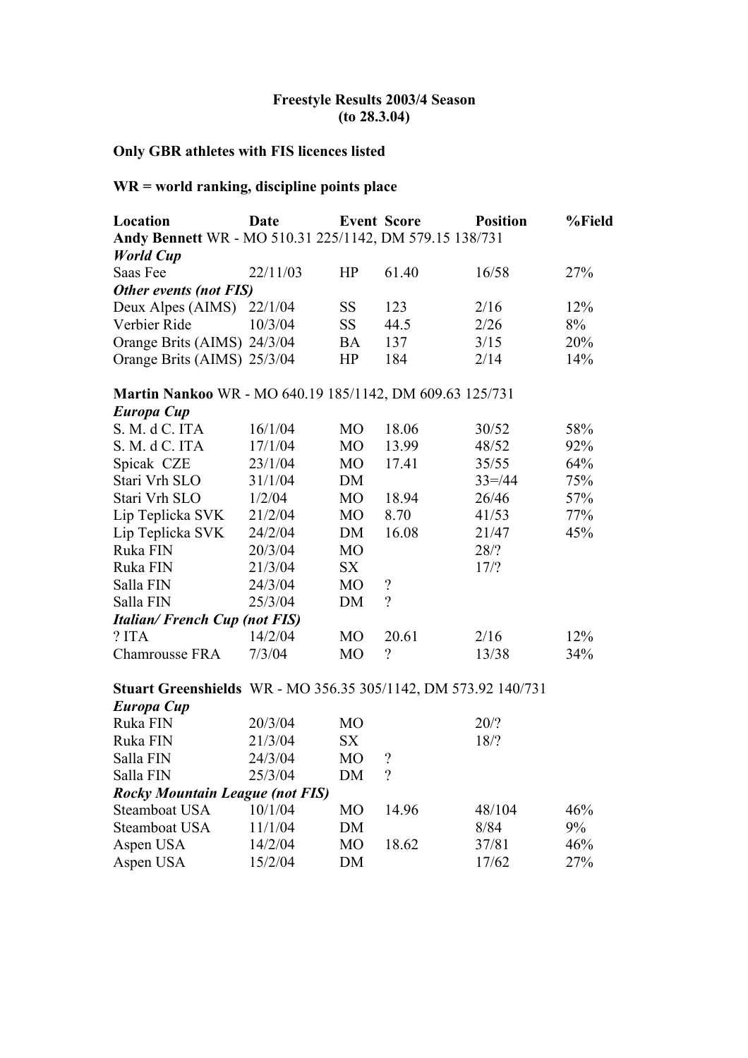**Freestyle Results 2003/4 Season**
**(to 28.3.04)**

**Only GBR athletes with FIS licences listed**

**WR = world ranking, discipline points place**

| Location | Date | Event | Score | Position | %Field |
|---|---|---|---|---|---|
| **Andy Bennett** WR - MO 510.31 225/1142, DM 579.15 138/731 | | | | | |
| ***World Cup*** | | | | | |
| Saas Fee | 22/11/03 | HP | 61.40 | 16/58 | 27% |
| ***Other events (not FIS)*** | | | | | |
| Deux Alpes (AIMS) | 22/1/04 | SS | 123 | 2/16 | 12% |
| Verbier Ride | 10/3/04 | SS | 44.5 | 2/26 | 8% |
| Orange Brits (AIMS) | 24/3/04 | BA | 137 | 3/15 | 20% |
| Orange Brits (AIMS) | 25/3/04 | HP | 184 | 2/14 | 14% |
| **Martin Nankoo** WR - MO 640.19 185/1142, DM 609.63 125/731 | | | | | |
| ***Europa Cup*** | | | | | |
| S. M. d C. ITA | 16/1/04 | MO | 18.06 | 30/52 | 58% |
| S. M. d C. ITA | 17/1/04 | MO | 13.99 | 48/52 | 92% |
| Spicak CZE | 23/1/04 | MO | 17.41 | 35/55 | 64% |
| Stari Vrh SLO | 31/1/04 | DM | | 33=/44 | 75% |
| Stari Vrh SLO | 1/2/04 | MO | 18.94 | 26/46 | 57% |
| Lip Teplicka SVK | 21/2/04 | MO | 8.70 | 41/53 | 77% |
| Lip Teplicka SVK | 24/2/04 | DM | 16.08 | 21/47 | 45% |
| Ruka FIN | 20/3/04 | MO | | 28/? | |
| Ruka FIN | 21/3/04 | SX | | 17/? | |
| Salla FIN | 24/3/04 | MO | ? | | |
| Salla FIN | 25/3/04 | DM | ? | | |
| ***Italian/ French Cup (not FIS)*** | | | | | |
| ? ITA | 14/2/04 | MO | 20.61 | 2/16 | 12% |
| Chamrousse FRA | 7/3/04 | MO | ? | 13/38 | 34% |
| **Stuart Greenshields** WR - MO 356.35 305/1142, DM 573.92 140/731 | | | | | |
| ***Europa Cup*** | | | | | |
| Ruka FIN | 20/3/04 | MO | | 20/? | |
| Ruka FIN | 21/3/04 | SX | | 18/? | |
| Salla FIN | 24/3/04 | MO | ? | | |
| Salla FIN | 25/3/04 | DM | ? | | |
| ***Rocky Mountain League (not FIS)*** | | | | | |
| Steamboat USA | 10/1/04 | MO | 14.96 | 48/104 | 46% |
| Steamboat USA | 11/1/04 | DM | | 8/84 | 9% |
| Aspen USA | 14/2/04 | MO | 18.62 | 37/81 | 46% |
| Aspen USA | 15/2/04 | DM | | 17/62 | 27% |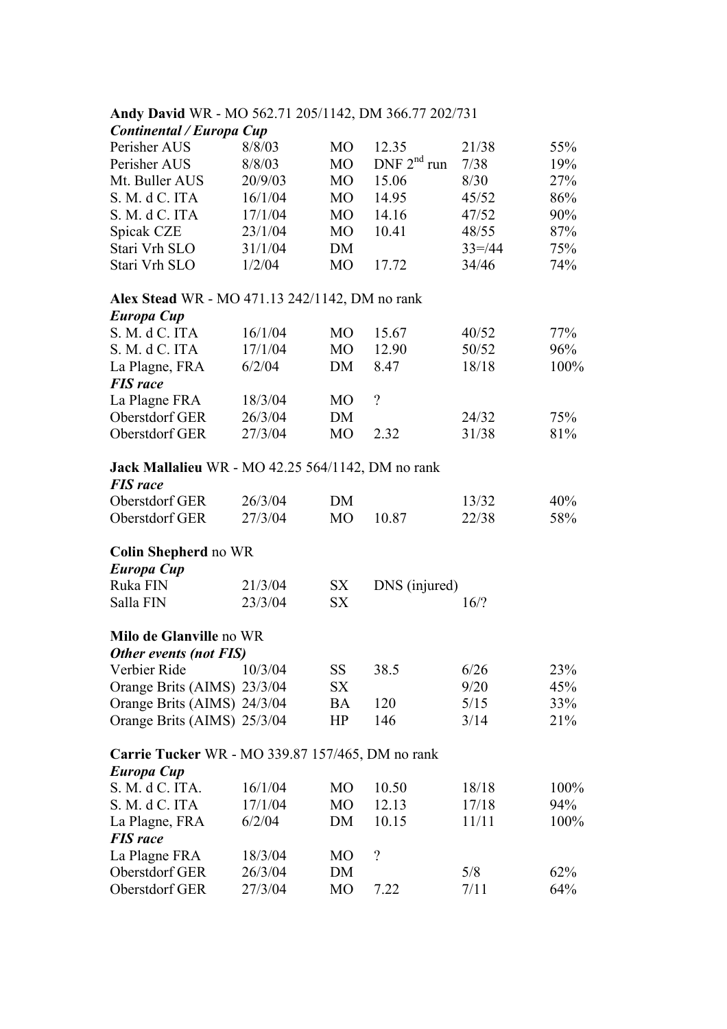**Andy David** WR - MO 562.71 205/1142, DM 366.77 202/731

***Continental / Europa Cup***

| | | | | | |
|---|---|---|---|---|---|
| Perisher AUS | 8/8/03 | MO | 12.35 | 21/38 | 55% |
| Perisher AUS | 8/8/03 | MO | DNF 2nd run | 7/38 | 19% |
| Mt. Buller AUS | 20/9/03 | MO | 15.06 | 8/30 | 27% |
| S. M. d C. ITA | 16/1/04 | MO | 14.95 | 45/52 | 86% |
| S. M. d C. ITA | 17/1/04 | MO | 14.16 | 47/52 | 90% |
| Spicak CZE | 23/1/04 | MO | 10.41 | 48/55 | 87% |
| Stari Vrh SLO | 31/1/04 | DM | | 33=/44 | 75% |
| Stari Vrh SLO | 1/2/04 | MO | 17.72 | 34/46 | 74% |

**Alex Stead** WR - MO 471.13 242/1142, DM no rank

***Europa Cup***

| | | | | | |
|---|---|---|---|---|---|
| S. M. d C. ITA | 16/1/04 | MO | 15.67 | 40/52 | 77% |
| S. M. d C. ITA | 17/1/04 | MO | 12.90 | 50/52 | 96% |
| La Plagne, FRA | 6/2/04 | DM | 8.47 | 18/18 | 100% |

***FIS race***

| | | | | | |
|---|---|---|---|---|---|
| La Plagne FRA | 18/3/04 | MO | ? | | |
| Oberstdorf GER | 26/3/04 | DM | | 24/32 | 75% |
| Oberstdorf GER | 27/3/04 | MO | 2.32 | 31/38 | 81% |

**Jack Mallalieu** WR - MO 42.25 564/1142, DM no rank

***FIS race***

| | | | | | |
|---|---|---|---|---|---|
| Oberstdorf GER | 26/3/04 | DM | | 13/32 | 40% |
| Oberstdorf GER | 27/3/04 | MO | 10.87 | 22/38 | 58% |

**Colin Shepherd** no WR

***Europa Cup***

| | | | | |
|---|---|---|---|---|
| Ruka FIN | 21/3/04 | SX | DNS (injured) | |
| Salla FIN | 23/3/04 | SX | | 16/? |

**Milo de Glanville** no WR

***Other events (not FIS)***

| | | | | | |
|---|---|---|---|---|---|
| Verbier Ride | 10/3/04 | SS | 38.5 | 6/26 | 23% |
| Orange Brits (AIMS) | 23/3/04 | SX | | 9/20 | 45% |
| Orange Brits (AIMS) | 24/3/04 | BA | 120 | 5/15 | 33% |
| Orange Brits (AIMS) | 25/3/04 | HP | 146 | 3/14 | 21% |

**Carrie Tucker** WR - MO 339.87 157/465, DM no rank

***Europa Cup***

| | | | | | |
|---|---|---|---|---|---|
| S. M. d C. ITA. | 16/1/04 | MO | 10.50 | 18/18 | 100% |
| S. M. d C. ITA | 17/1/04 | MO | 12.13 | 17/18 | 94% |
| La Plagne, FRA | 6/2/04 | DM | 10.15 | 11/11 | 100% |

***FIS race***

| | | | | | |
|---|---|---|---|---|---|
| La Plagne FRA | 18/3/04 | MO | ? | | |
| Oberstdorf GER | 26/3/04 | DM | | 5/8 | 62% |
| Oberstdorf GER | 27/3/04 | MO | 7.22 | 7/11 | 64% |